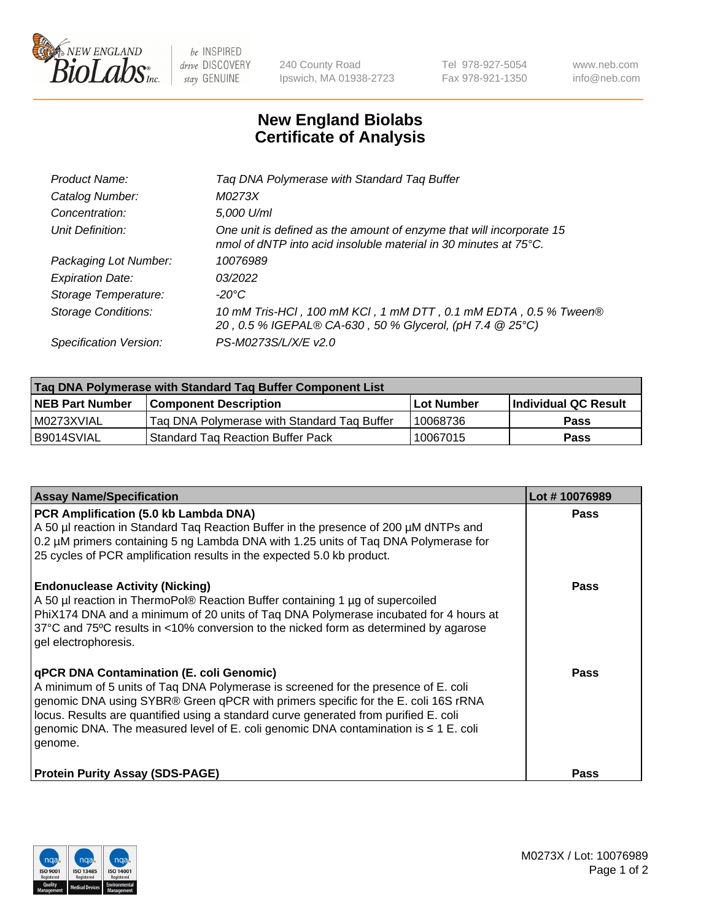# New England Biolabs Certificate of Analysis

| | |
|---|---|
| Product Name: | Taq DNA Polymerase with Standard Taq Buffer |
| Catalog Number: | M0273X |
| Concentration: | 5,000 U/ml |
| Unit Definition: | One unit is defined as the amount of enzyme that will incorporate 15 nmol of dNTP into acid insoluble material in 30 minutes at 75°C. |
| Packaging Lot Number: | 10076989 |
| Expiration Date: | 03/2022 |
| Storage Temperature: | -20°C |
| Storage Conditions: | 10 mM Tris-HCl , 100 mM KCl , 1 mM DTT , 0.1 mM EDTA , 0.5 % Tween® 20 , 0.5 % IGEPAL® CA-630 , 50 % Glycerol, (pH 7.4 @ 25°C) |
| Specification Version: | PS-M0273S/L/X/E v2.0 |

| Taq DNA Polymerase with Standard Taq Buffer Component List | | | |
|---|---|---|---|
| **NEB Part Number** | **Component Description** | **Lot Number** | **Individual QC Result** |
| M0273XVIAL | Taq DNA Polymerase with Standard Taq Buffer | 10068736 | Pass |
| B9014SVIAL | Standard Taq Reaction Buffer Pack | 10067015 | Pass |

| Assay Name/Specification | Lot # 10076989 |
|---|---|
| **PCR Amplification (5.0 kb Lambda DNA)**<br>A 50 µl reaction in Standard Taq Reaction Buffer in the presence of 200 µM dNTPs and 0.2 µM primers containing 5 ng Lambda DNA with 1.25 units of Taq DNA Polymerase for 25 cycles of PCR amplification results in the expected 5.0 kb product. | Pass |
| **Endonuclease Activity (Nicking)**<br>A 50 µl reaction in ThermoPol® Reaction Buffer containing 1 µg of supercoiled PhiX174 DNA and a minimum of 20 units of Taq DNA Polymerase incubated for 4 hours at 37°C and 75°C results in <10% conversion to the nicked form as determined by agarose gel electrophoresis. | Pass |
| **qPCR DNA Contamination (E. coli Genomic)**<br>A minimum of 5 units of Taq DNA Polymerase is screened for the presence of E. coli genomic DNA using SYBR® Green qPCR with primers specific for the E. coli 16S rRNA locus. Results are quantified using a standard curve generated from purified E. coli genomic DNA. The measured level of E. coli genomic DNA contamination is ≤ 1 E. coli genome. | Pass |
| **Protein Purity Assay (SDS-PAGE)** | Pass |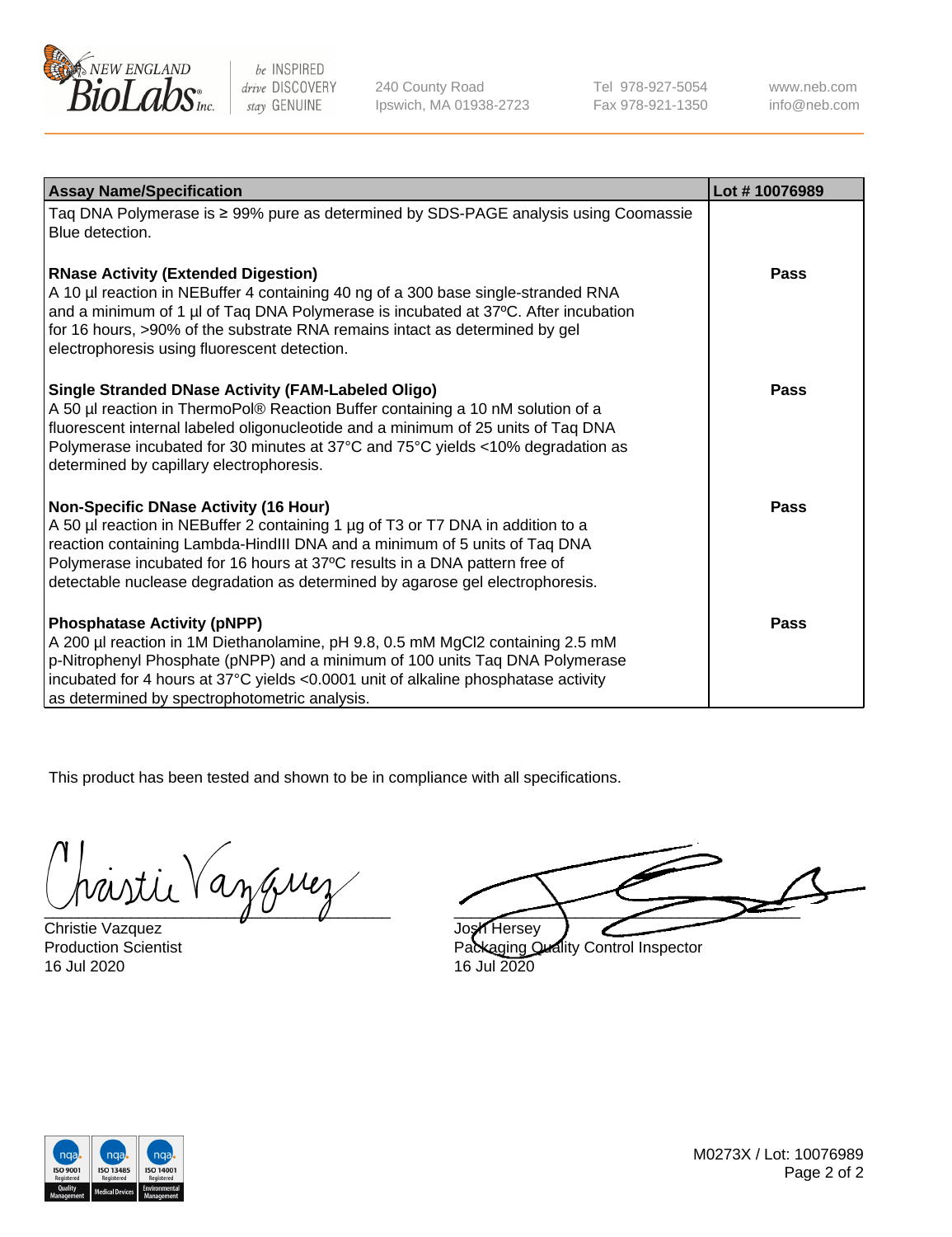| Assay Name/Specification | Lot # 10076989 |
| --- | --- |
| Taq DNA Polymerase is ≥ 99% pure as determined by SDS-PAGE analysis using Coomassie Blue detection. | |
| **RNase Activity (Extended Digestion)**<br>A 10 µl reaction in NEBuffer 4 containing 40 ng of a 300 base single-stranded RNA and a minimum of 1 µl of Taq DNA Polymerase is incubated at 37ºC. After incubation for 16 hours, >90% of the substrate RNA remains intact as determined by gel electrophoresis using fluorescent detection. | **Pass** |
| **Single Stranded DNase Activity (FAM-Labeled Oligo)**<br>A 50 µl reaction in ThermoPol® Reaction Buffer containing a 10 nM solution of a fluorescent internal labeled oligonucleotide and a minimum of 25 units of Taq DNA Polymerase incubated for 30 minutes at 37°C and 75°C yields <10% degradation as determined by capillary electrophoresis. | **Pass** |
| **Non-Specific DNase Activity (16 Hour)**<br>A 50 µl reaction in NEBuffer 2 containing 1 µg of T3 or T7 DNA in addition to a reaction containing Lambda-HindIII DNA and a minimum of 5 units of Taq DNA Polymerase incubated for 16 hours at 37ºC results in a DNA pattern free of detectable nuclease degradation as determined by agarose gel electrophoresis. | **Pass** |
| **Phosphatase Activity (pNPP)**<br>A 200 µl reaction in 1M Diethanolamine, pH 9.8, 0.5 mM $MgCl_2$ containing 2.5 mM p-Nitrophenyl Phosphate (pNPP) and a minimum of 100 units Taq DNA Polymerase incubated for 4 hours at 37°C yields <0.0001 unit of alkaline phosphatase activity as determined by spectrophotometric analysis. | **Pass** |

This product has been tested and shown to be in compliance with all specifications.

Christie Vazquez
Production Scientist
16 Jul 2020

Josh Hersey
Packaging Quality Control Inspector
16 Jul 2020

M0273X / Lot: 10076989